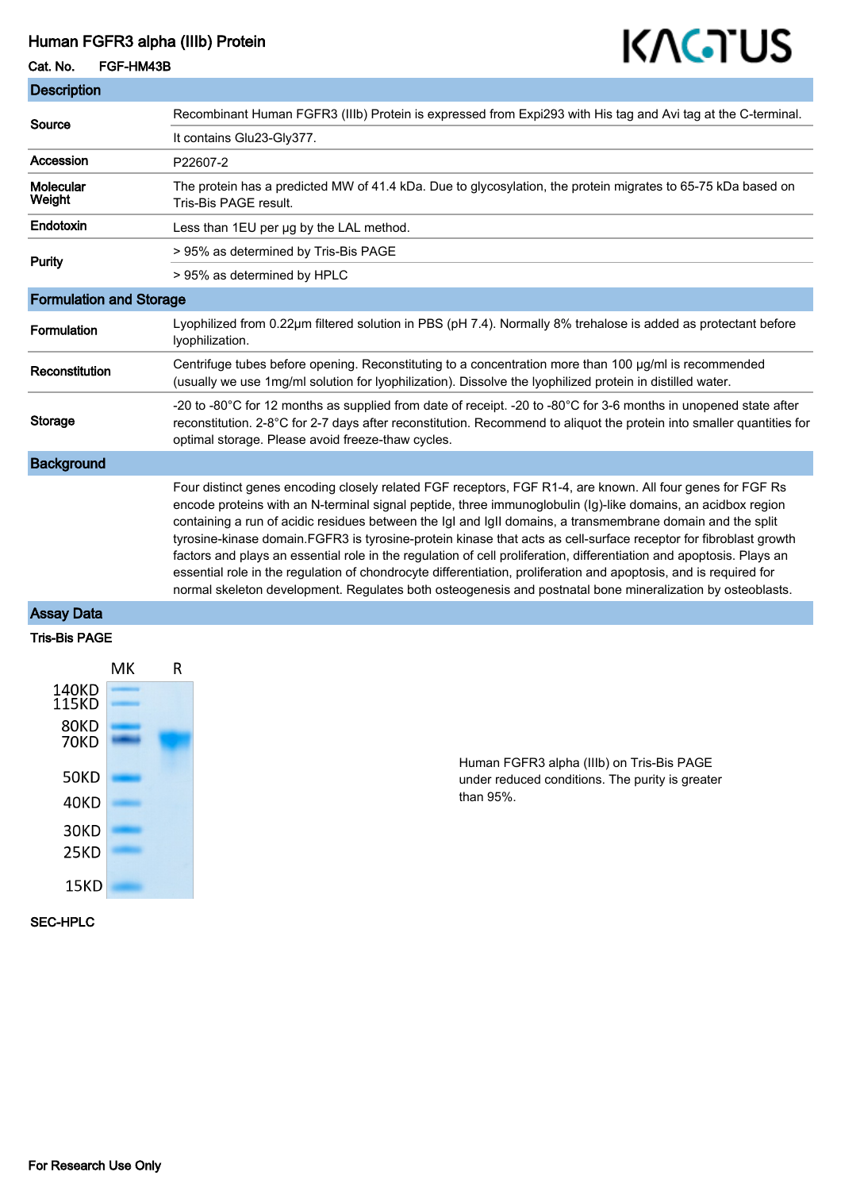# Human FGFR3 alpha (IIIb) Protein

**Cat. No.** FGF-HM43B

KACTUS

## Description

| | |
|---|---|
| **Source** | Recombinant Human FGFR3 (IIIb) Protein is expressed from Expi293 with His tag and Avi tag at the C-terminal. |
| | It contains Glu23-Gly377. |
| **Accession** | P22607-2 |
| **Molecular Weight** | The protein has a predicted MW of 41.4 kDa. Due to glycosylation, the protein migrates to 65-75 kDa based on Tris-Bis PAGE result. |
| **Endotoxin** | Less than 1EU per μg by the LAL method. |
| **Purity** | > 95% as determined by Tris-Bis PAGE |
| | > 95% as determined by HPLC |

## Formulation and Storage

| | |
|---|---|
| **Formulation** | Lyophilized from 0.22μm filtered solution in PBS (pH 7.4). Normally 8% trehalose is added as protectant before lyophilization. |
| **Reconstitution** | Centrifuge tubes before opening. Reconstituting to a concentration more than 100 μg/ml is recommended (usually we use 1mg/ml solution for lyophilization). Dissolve the lyophilized protein in distilled water. |
| **Storage** | -20 to -80°C for 12 months as supplied from date of receipt. -20 to -80°C for 3-6 months in unopened state after reconstitution. 2-8°C for 2-7 days after reconstitution. Recommend to aliquot the protein into smaller quantities for optimal storage. Please avoid freeze-thaw cycles. |

## Background

Four distinct genes encoding closely related FGF receptors, FGF R1-4, are known. All four genes for FGF Rs encode proteins with an N-terminal signal peptide, three immunoglobulin (Ig)-like domains, an acidbox region containing a run of acidic residues between the IgI and IgII domains, a transmembrane domain and the split tyrosine-kinase domain.FGFR3 is tyrosine-protein kinase that acts as cell-surface receptor for fibroblast growth factors and plays an essential role in the regulation of cell proliferation, differentiation and apoptosis. Plays an essential role in the regulation of chondrocyte differentiation, proliferation and apoptosis, and is required for normal skeleton development. Regulates both osteogenesis and postnatal bone mineralization by osteoblasts.

## Assay Data

### Tris-Bis PAGE

MK R

140KD
115KD
80KD
70KD
50KD
40KD
30KD
25KD
15KD

Human FGFR3 alpha (IIIb) on Tris-Bis PAGE under reduced conditions. The purity is greater than 95%.

### SEC-HPLC

For Research Use Only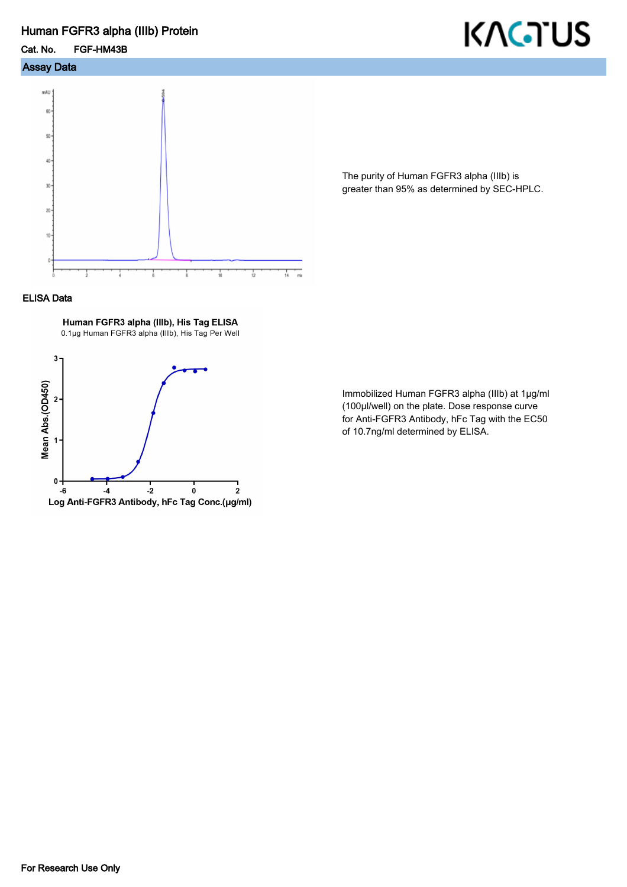# Human FGFR3 alpha (IIIb) Protein

Cat. No. FGF-HM43B

KACTUS

## Assay Data

mAU
60
50
40
30
20
10
0
0 2 4 6 8 10 12 14 min

The purity of Human FGFR3 alpha (IIIb) is greater than 95% as determined by SEC-HPLC.

## ELISA Data

**Human FGFR3 alpha (IIIb), His Tag ELISA**

0.1µg Human FGFR3 alpha (IIIb), His Tag Per Well

Mean Abs.(OD450)
3
2
1
0
-6 -4 -2 0 2
Log Anti-FGFR3 Antibody, hFc Tag Conc.(µg/ml)

Immobilized Human FGFR3 alpha (IIIb) at 1µg/ml (100µl/well) on the plate. Dose response curve for Anti-FGFR3 Antibody, hFc Tag with the EC50 of 10.7ng/ml determined by ELISA.

For Research Use Only